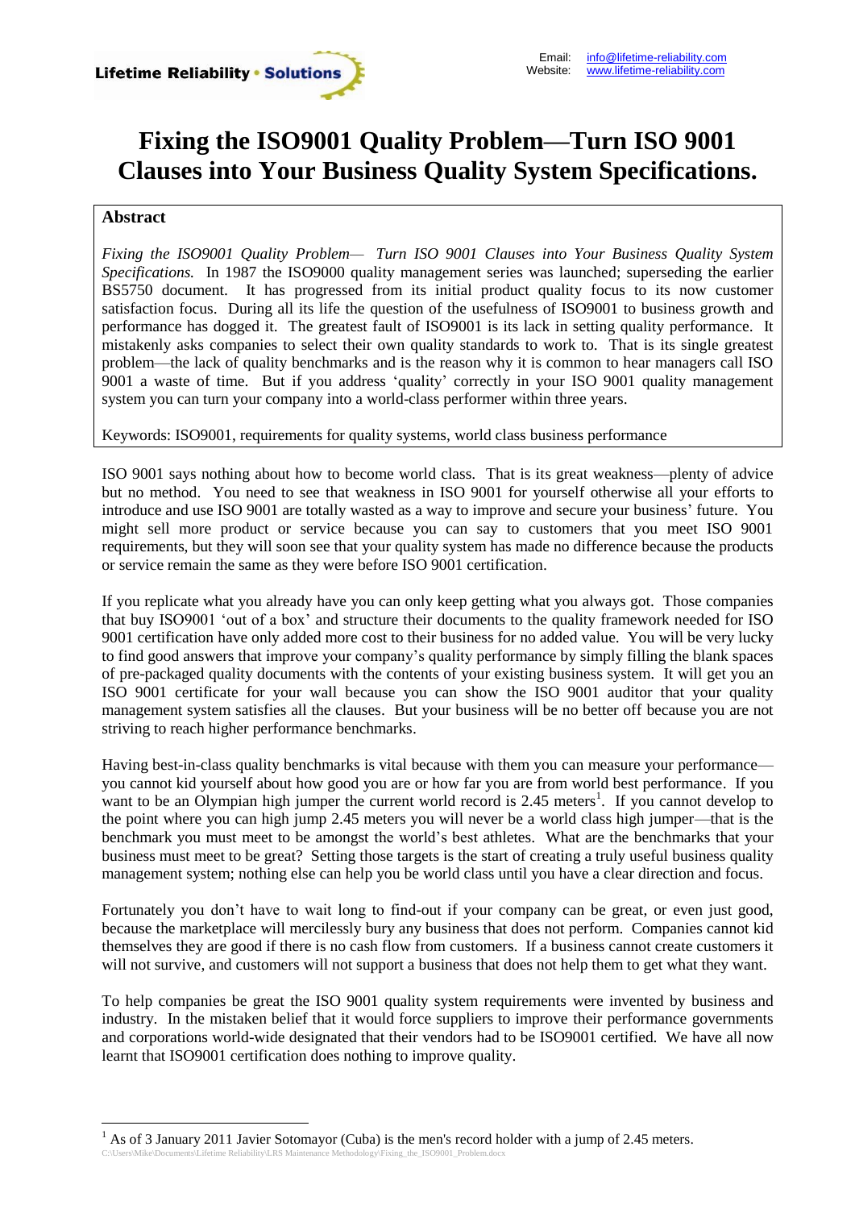Lifetime Reliability • Solutions

Email: info@lifetime-reliability.com
Website: www.lifetime-reliability.com

# Fixing the ISO9001 Quality Problem—Turn ISO 9001 Clauses into Your Business Quality System Specifications.

**Abstract**

*Fixing the ISO9001 Quality Problem— Turn ISO 9001 Clauses into Your Business Quality System Specifications.* In 1987 the ISO9000 quality management series was launched; superseding the earlier BS5750 document. It has progressed from its initial product quality focus to its now customer satisfaction focus. During all its life the question of the usefulness of ISO9001 to business growth and performance has dogged it. The greatest fault of ISO9001 is its lack in setting quality performance. It mistakenly asks companies to select their own quality standards to work to. That is its single greatest problem—the lack of quality benchmarks and is the reason why it is common to hear managers call ISO 9001 a waste of time. But if you address 'quality' correctly in your ISO 9001 quality management system you can turn your company into a world-class performer within three years.

Keywords: ISO9001, requirements for quality systems, world class business performance

ISO 9001 says nothing about how to become world class. That is its great weakness—plenty of advice but no method. You need to see that weakness in ISO 9001 for yourself otherwise all your efforts to introduce and use ISO 9001 are totally wasted as a way to improve and secure your business' future. You might sell more product or service because you can say to customers that you meet ISO 9001 requirements, but they will soon see that your quality system has made no difference because the products or service remain the same as they were before ISO 9001 certification.

If you replicate what you already have you can only keep getting what you always got. Those companies that buy ISO9001 'out of a box' and structure their documents to the quality framework needed for ISO 9001 certification have only added more cost to their business for no added value. You will be very lucky to find good answers that improve your company's quality performance by simply filling the blank spaces of pre-packaged quality documents with the contents of your existing business system. It will get you an ISO 9001 certificate for your wall because you can show the ISO 9001 auditor that your quality management system satisfies all the clauses. But your business will be no better off because you are not striving to reach higher performance benchmarks.

Having best-in-class quality benchmarks is vital because with them you can measure your performance—you cannot kid yourself about how good you are or how far you are from world best performance. If you want to be an Olympian high jumper the current world record is 2.45 meters[1]. If you cannot develop to the point where you can high jump 2.45 meters you will never be a world class high jumper—that is the benchmark you must meet to be amongst the world's best athletes. What are the benchmarks that your business must meet to be great? Setting those targets is the start of creating a truly useful business quality management system; nothing else can help you be world class until you have a clear direction and focus.

Fortunately you don't have to wait long to find-out if your company can be great, or even just good, because the marketplace will mercilessly bury any business that does not perform. Companies cannot kid themselves they are good if there is no cash flow from customers. If a business cannot create customers it will not survive, and customers will not support a business that does not help them to get what they want.

To help companies be great the ISO 9001 quality system requirements were invented by business and industry. In the mistaken belief that it would force suppliers to improve their performance governments and corporations world-wide designated that their vendors had to be ISO9001 certified. We have all now learnt that ISO9001 certification does nothing to improve quality.

[1] As of 3 January 2011 Javier Sotomayor (Cuba) is the men's record holder with a jump of 2.45 meters.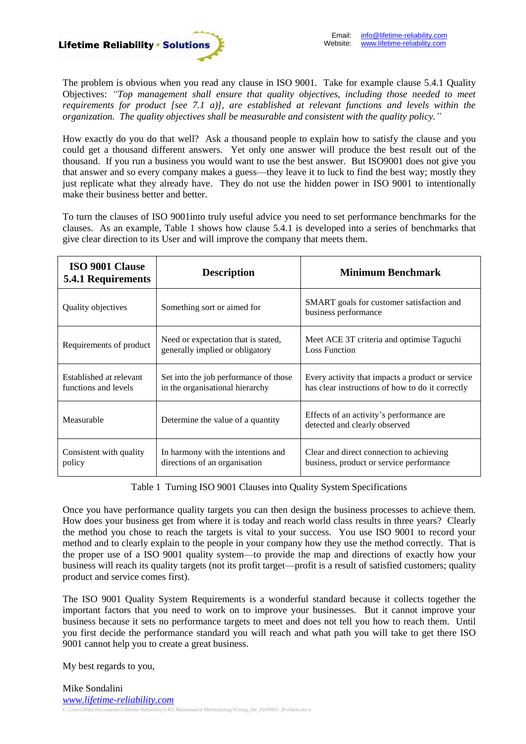The problem is obvious when you read any clause in ISO 9001. Take for example clause 5.4.1 Quality Objectives: *"Top management shall ensure that quality objectives, including those needed to meet requirements for product [see 7.1 a)], are established at relevant functions and levels within the organization. The quality objectives shall be measurable and consistent with the quality policy."*

How exactly do you do that well? Ask a thousand people to explain how to satisfy the clause and you could get a thousand different answers. Yet only one answer will produce the best result out of the thousand. If you run a business you would want to use the best answer. But ISO9001 does not give you that answer and so every company makes a guess—they leave it to luck to find the best way; mostly they just replicate what they already have. They do not use the hidden power in ISO 9001 to intentionally make their business better and better.

To turn the clauses of ISO 9001into truly useful advice you need to set performance benchmarks for the clauses. As an example, Table 1 shows how clause 5.4.1 is developed into a series of benchmarks that give clear direction to its User and will improve the company that meets them.

| ISO 9001 Clause 5.4.1 Requirements | Description | Minimum Benchmark |
|---|---|---|
| Quality objectives | Something sort or aimed for | SMART goals for customer satisfaction and business performance |
| Requirements of product | Need or expectation that is stated, generally implied or obligatory | Meet ACE 3T criteria and optimise Taguchi Loss Function |
| Established at relevant functions and levels | Set into the job performance of those in the organisational hierarchy | Every activity that impacts a product or service has clear instructions of how to do it correctly |
| Measurable | Determine the value of a quantity | Effects of an activity's performance are detected and clearly observed |
| Consistent with quality policy | In harmony with the intentions and directions of an organisation | Clear and direct connection to achieving business, product or service performance |

Table 1 Turning ISO 9001 Clauses into Quality System Specifications

Once you have performance quality targets you can then design the business processes to achieve them. How does your business get from where it is today and reach world class results in three years? Clearly the method you chose to reach the targets is vital to your success. You use ISO 9001 to record your method and to clearly explain to the people in your company how they use the method correctly. That is the proper use of a ISO 9001 quality system—to provide the map and directions of exactly how your business will reach its quality targets (not its profit target—profit is a result of satisfied customers; quality product and service comes first).

The ISO 9001 Quality System Requirements is a wonderful standard because it collects together the important factors that you need to work on to improve your businesses. But it cannot improve your business because it sets no performance targets to meet and does not tell you how to reach them. Until you first decide the performance standard you will reach and what path you will take to get there ISO 9001 cannot help you to create a great business.

My best regards to you,

Mike Sondalini  
*www.lifetime-reliability.com*